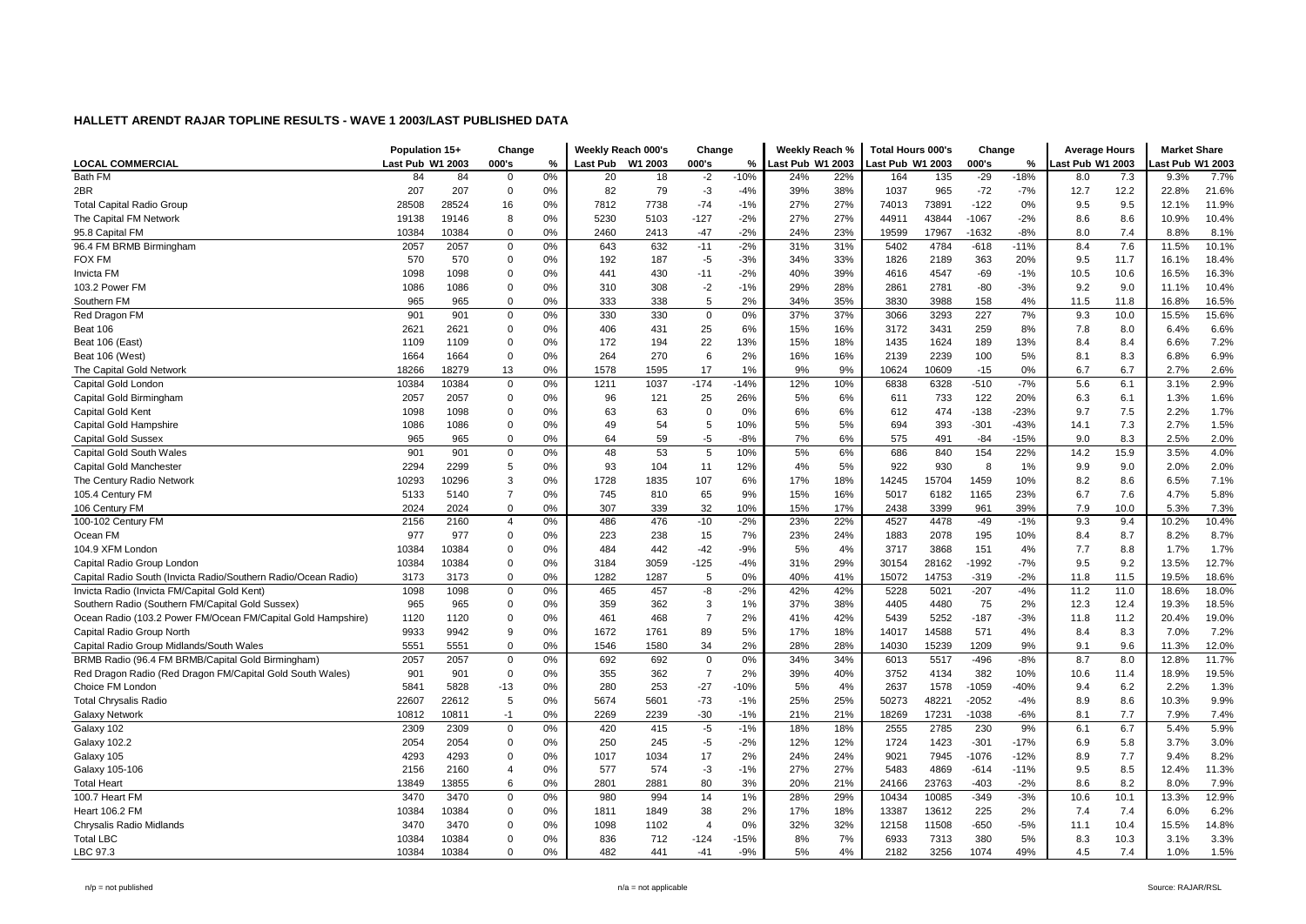## HALLETT ARENDT RAJAR TOPLINE RESULTS - WAVE 1 2003/LAST PUBLISHED DATA

| | Population 15+ | | Change | | Weekly Reach 000's | | Change | | Weekly Reach % | | Total Hours 000's | | Change | | Average Hours | | Market Share | |
|---|---|---|---|---|---|---|---|---|---|---|---|---|---|---|---|---|---|---|
| LOCAL COMMERCIAL | Last Pub | W1 2003 | 000's | % | Last Pub | W1 2003 | 000's | % | Last Pub | W1 2003 | Last Pub | W1 2003 | 000's | % | Last Pub | W1 2003 | Last Pub | W1 2003 |
| Bath FM | 84 | 84 | 0 | 0% | 20 | 18 | -2 | -10% | 24% | 22% | 164 | 135 | -29 | -18% | 8.0 | 7.3 | 9.3% | 7.7% |
| 2BR | 207 | 207 | 0 | 0% | 82 | 79 | -3 | -4% | 39% | 38% | 1037 | 965 | -72 | -7% | 12.7 | 12.2 | 22.8% | 21.6% |
| Total Capital Radio Group | 28508 | 28524 | 16 | 0% | 7812 | 7738 | -74 | -1% | 27% | 27% | 74013 | 73891 | -122 | 0% | 9.5 | 9.5 | 12.1% | 11.9% |
| The Capital FM Network | 19138 | 19146 | 8 | 0% | 5230 | 5103 | -127 | -2% | 27% | 27% | 44911 | 43844 | -1067 | -2% | 8.6 | 8.6 | 10.9% | 10.4% |
| 95.8 Capital FM | 10384 | 10384 | 0 | 0% | 2460 | 2413 | -47 | -2% | 24% | 23% | 19599 | 17967 | -1632 | -8% | 8.0 | 7.4 | 8.8% | 8.1% |
| 96.4 FM BRMB Birmingham | 2057 | 2057 | 0 | 0% | 643 | 632 | -11 | -2% | 31% | 31% | 5402 | 4784 | -618 | -11% | 8.4 | 7.6 | 11.5% | 10.1% |
| FOX FM | 570 | 570 | 0 | 0% | 192 | 187 | -5 | -3% | 34% | 33% | 1826 | 2189 | 363 | 20% | 9.5 | 11.7 | 16.1% | 18.4% |
| Invicta FM | 1098 | 1098 | 0 | 0% | 441 | 430 | -11 | -2% | 40% | 39% | 4616 | 4547 | -69 | -1% | 10.5 | 10.6 | 16.5% | 16.3% |
| 103.2 Power FM | 1086 | 1086 | 0 | 0% | 310 | 308 | -2 | -1% | 29% | 28% | 2861 | 2781 | -80 | -3% | 9.2 | 9.0 | 11.1% | 10.4% |
| Southern FM | 965 | 965 | 0 | 0% | 333 | 338 | 5 | 2% | 34% | 35% | 3830 | 3988 | 158 | 4% | 11.5 | 11.8 | 16.8% | 16.5% |
| Red Dragon FM | 901 | 901 | 0 | 0% | 330 | 330 | 0 | 0% | 37% | 37% | 3066 | 3293 | 227 | 7% | 9.3 | 10.0 | 15.5% | 15.6% |
| Beat 106 | 2621 | 2621 | 0 | 0% | 406 | 431 | 25 | 6% | 15% | 16% | 3172 | 3431 | 259 | 8% | 7.8 | 8.0 | 6.4% | 6.6% |
| Beat 106 (East) | 1109 | 1109 | 0 | 0% | 172 | 194 | 22 | 13% | 15% | 18% | 1435 | 1624 | 189 | 13% | 8.4 | 8.4 | 6.6% | 7.2% |
| Beat 106 (West) | 1664 | 1664 | 0 | 0% | 264 | 270 | 6 | 2% | 16% | 16% | 2139 | 2239 | 100 | 5% | 8.1 | 8.3 | 6.8% | 6.9% |
| The Capital Gold Network | 18266 | 18279 | 13 | 0% | 1578 | 1595 | 17 | 1% | 9% | 9% | 10624 | 10609 | -15 | 0% | 6.7 | 6.7 | 2.7% | 2.6% |
| Capital Gold London | 10384 | 10384 | 0 | 0% | 1211 | 1037 | -174 | -14% | 12% | 10% | 6838 | 6328 | -510 | -7% | 5.6 | 6.1 | 3.1% | 2.9% |
| Capital Gold Birmingham | 2057 | 2057 | 0 | 0% | 96 | 121 | 25 | 26% | 5% | 6% | 611 | 733 | 122 | 20% | 6.3 | 6.1 | 1.3% | 1.6% |
| Capital Gold Kent | 1098 | 1098 | 0 | 0% | 63 | 63 | 0 | 0% | 6% | 6% | 612 | 474 | -138 | -23% | 9.7 | 7.5 | 2.2% | 1.7% |
| Capital Gold Hampshire | 1086 | 1086 | 0 | 0% | 49 | 54 | 5 | 10% | 5% | 5% | 694 | 393 | -301 | -43% | 14.1 | 7.3 | 2.7% | 1.5% |
| Capital Gold Sussex | 965 | 965 | 0 | 0% | 64 | 59 | -5 | -8% | 7% | 6% | 575 | 491 | -84 | -15% | 9.0 | 8.3 | 2.5% | 2.0% |
| Capital Gold South Wales | 901 | 901 | 0 | 0% | 48 | 53 | 5 | 10% | 5% | 6% | 686 | 840 | 154 | 22% | 14.2 | 15.9 | 3.5% | 4.0% |
| Capital Gold Manchester | 2294 | 2299 | 5 | 0% | 93 | 104 | 11 | 12% | 4% | 5% | 922 | 930 | 8 | 1% | 9.9 | 9.0 | 2.0% | 2.0% |
| The Century Radio Network | 10293 | 10296 | 3 | 0% | 1728 | 1835 | 107 | 6% | 17% | 18% | 14245 | 15704 | 1459 | 10% | 8.2 | 8.6 | 6.5% | 7.1% |
| 105.4 Century FM | 5133 | 5140 | 7 | 0% | 745 | 810 | 65 | 9% | 15% | 16% | 5017 | 6182 | 1165 | 23% | 6.7 | 7.6 | 4.7% | 5.8% |
| 106 Century FM | 2024 | 2024 | 0 | 0% | 307 | 339 | 32 | 10% | 15% | 17% | 2438 | 3399 | 961 | 39% | 7.9 | 10.0 | 5.3% | 7.3% |
| 100-102 Century FM | 2156 | 2160 | 4 | 0% | 486 | 476 | -10 | -2% | 23% | 22% | 4527 | 4478 | -49 | -1% | 9.3 | 9.4 | 10.2% | 10.4% |
| Ocean FM | 977 | 977 | 0 | 0% | 223 | 238 | 15 | 7% | 23% | 24% | 1883 | 2078 | 195 | 10% | 8.4 | 8.7 | 8.2% | 8.7% |
| 104.9 XFM London | 10384 | 10384 | 0 | 0% | 484 | 442 | -42 | -9% | 5% | 4% | 3717 | 3868 | 151 | 4% | 7.7 | 8.8 | 1.7% | 1.7% |
| Capital Radio Group London | 10384 | 10384 | 0 | 0% | 3184 | 3059 | -125 | -4% | 31% | 29% | 30154 | 28162 | -1992 | -7% | 9.5 | 9.2 | 13.5% | 12.7% |
| Capital Radio South (Invicta Radio/Southern Radio/Ocean Radio) | 3173 | 3173 | 0 | 0% | 1282 | 1287 | 5 | 0% | 40% | 41% | 15072 | 14753 | -319 | -2% | 11.8 | 11.5 | 19.5% | 18.6% |
| Invicta Radio (Invicta FM/Capital Gold Kent) | 1098 | 1098 | 0 | 0% | 465 | 457 | -8 | -2% | 42% | 42% | 5228 | 5021 | -207 | -4% | 11.2 | 11.0 | 18.6% | 18.0% |
| Southern Radio (Southern FM/Capital Gold Sussex) | 965 | 965 | 0 | 0% | 359 | 362 | 3 | 1% | 37% | 38% | 4405 | 4480 | 75 | 2% | 12.3 | 12.4 | 19.3% | 18.5% |
| Ocean Radio (103.2 Power FM/Ocean FM/Capital Gold Hampshire) | 1120 | 1120 | 0 | 0% | 461 | 468 | 7 | 2% | 41% | 42% | 5439 | 5252 | -187 | -3% | 11.8 | 11.2 | 20.4% | 19.0% |
| Capital Radio Group North | 9933 | 9942 | 9 | 0% | 1672 | 1761 | 89 | 5% | 17% | 18% | 14017 | 14588 | 571 | 4% | 8.4 | 8.3 | 7.0% | 7.2% |
| Capital Radio Group Midlands/South Wales | 5551 | 5551 | 0 | 0% | 1546 | 1580 | 34 | 2% | 28% | 28% | 14030 | 15239 | 1209 | 9% | 9.1 | 9.6 | 11.3% | 12.0% |
| BRMB Radio (96.4 FM BRMB/Capital Gold Birmingham) | 2057 | 2057 | 0 | 0% | 692 | 692 | 0 | 0% | 34% | 34% | 6013 | 5517 | -496 | -8% | 8.7 | 8.0 | 12.8% | 11.7% |
| Red Dragon Radio (Red Dragon FM/Capital Gold South Wales) | 901 | 901 | 0 | 0% | 355 | 362 | 7 | 2% | 39% | 40% | 3752 | 4134 | 382 | 10% | 10.6 | 11.4 | 18.9% | 19.5% |
| Choice FM London | 5841 | 5828 | -13 | 0% | 280 | 253 | -27 | -10% | 5% | 4% | 2637 | 1578 | -1059 | -40% | 9.4 | 6.2 | 2.2% | 1.3% |
| Total Chrysalis Radio | 22607 | 22612 | 5 | 0% | 5674 | 5601 | -73 | -1% | 25% | 25% | 50273 | 48221 | -2052 | -4% | 8.9 | 8.6 | 10.3% | 9.9% |
| Galaxy Network | 10812 | 10811 | -1 | 0% | 2269 | 2239 | -30 | -1% | 21% | 21% | 18269 | 17231 | -1038 | -6% | 8.1 | 7.7 | 7.9% | 7.4% |
| Galaxy 102 | 2309 | 2309 | 0 | 0% | 420 | 415 | -5 | -1% | 18% | 18% | 2555 | 2785 | 230 | 9% | 6.1 | 6.7 | 5.4% | 5.9% |
| Galaxy 102.2 | 2054 | 2054 | 0 | 0% | 250 | 245 | -5 | -2% | 12% | 12% | 1724 | 1423 | -301 | -17% | 6.9 | 5.8 | 3.7% | 3.0% |
| Galaxy 105 | 4293 | 4293 | 0 | 0% | 1017 | 1034 | 17 | 2% | 24% | 24% | 9021 | 7945 | -1076 | -12% | 8.9 | 7.7 | 9.4% | 8.2% |
| Galaxy 105-106 | 2156 | 2160 | 4 | 0% | 577 | 574 | -3 | -1% | 27% | 27% | 5483 | 4869 | -614 | -11% | 9.5 | 8.5 | 12.4% | 11.3% |
| Total Heart | 13849 | 13855 | 6 | 0% | 2801 | 2881 | 80 | 3% | 20% | 21% | 24166 | 23763 | -403 | -2% | 8.6 | 8.2 | 8.0% | 7.9% |
| 100.7 Heart FM | 3470 | 3470 | 0 | 0% | 980 | 994 | 14 | 1% | 28% | 29% | 10434 | 10085 | -349 | -3% | 10.6 | 10.1 | 13.3% | 12.9% |
| Heart 106.2 FM | 10384 | 10384 | 0 | 0% | 1811 | 1849 | 38 | 2% | 17% | 18% | 13387 | 13612 | 225 | 2% | 7.4 | 7.4 | 6.0% | 6.2% |
| Chrysalis Radio Midlands | 3470 | 3470 | 0 | 0% | 1098 | 1102 | 4 | 0% | 32% | 32% | 12158 | 11508 | -650 | -5% | 11.1 | 10.4 | 15.5% | 14.8% |
| Total LBC | 10384 | 10384 | 0 | 0% | 836 | 712 | -124 | -15% | 8% | 7% | 6933 | 7313 | 380 | 5% | 8.3 | 10.3 | 3.1% | 3.3% |
| LBC 97.3 | 10384 | 10384 | 0 | 0% | 482 | 441 | -41 | -9% | 5% | 4% | 2182 | 3256 | 1074 | 49% | 4.5 | 7.4 | 1.0% | 1.5% |

n/p = not published n/a = not applicable Source: RAJAR/RSL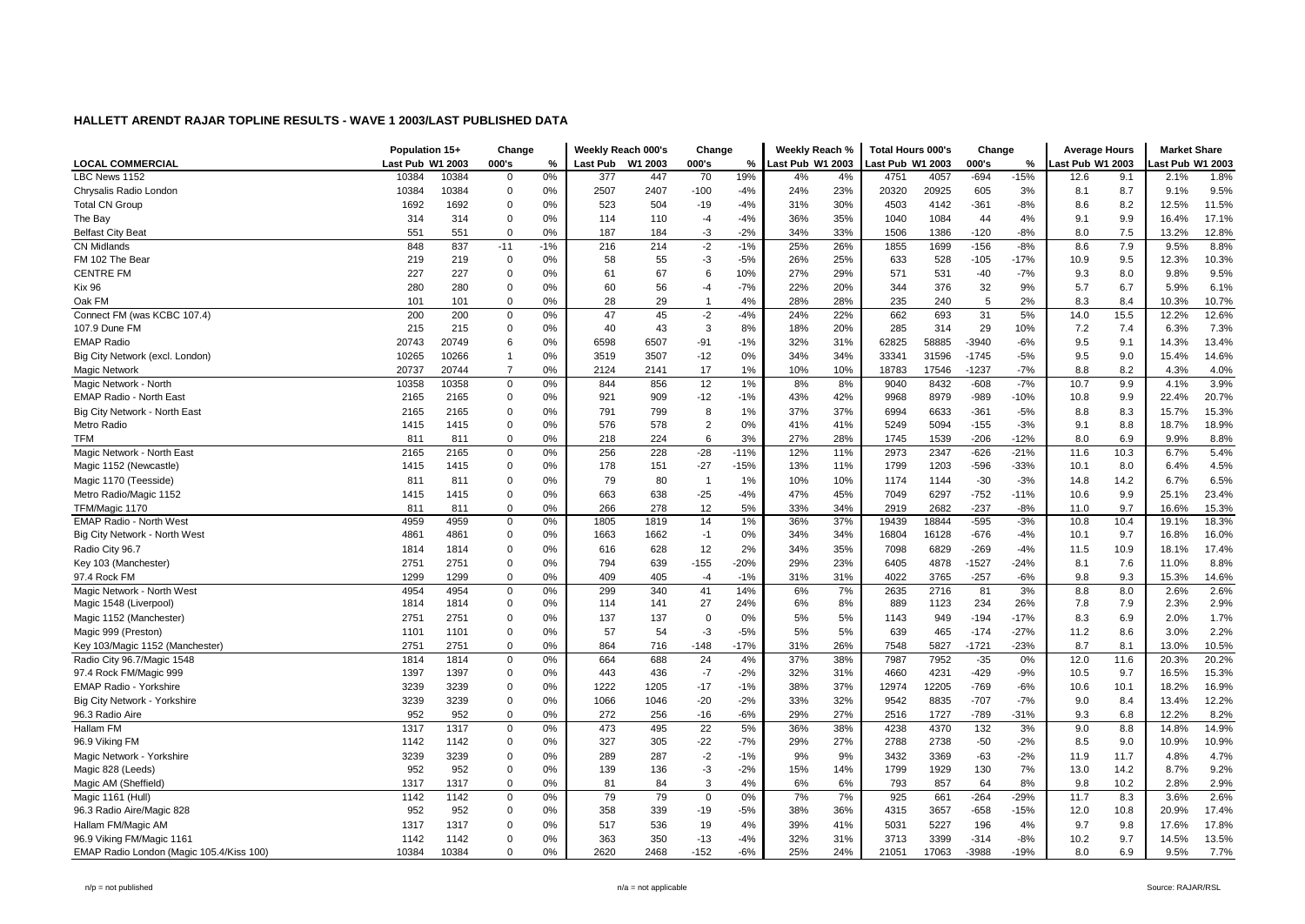## HALLETT ARENDT RAJAR TOPLINE RESULTS - WAVE 1 2003/LAST PUBLISHED DATA

| | Population 15+ | | Change | | Weekly Reach 000's | | Change | | Weekly Reach % | | Total Hours 000's | | Change | | Average Hours | | Market Share | |
|---|---|---|---|---|---|---|---|---|---|---|---|---|---|---|---|---|---|---|
| LOCAL COMMERCIAL | Last Pub | W1 2003 | 000's | % | Last Pub | W1 2003 | 000's | % | Last Pub | W1 2003 | Last Pub | W1 2003 | 000's | % | Last Pub | W1 2003 | Last Pub | W1 2003 |
| LBC News 1152 | 10384 | 10384 | 0 | 0% | 377 | 447 | 70 | 19% | 4% | 4% | 4751 | 4057 | -694 | -15% | 12.6 | 9.1 | 2.1% | 1.8% |
| Chrysalis Radio London | 10384 | 10384 | 0 | 0% | 2507 | 2407 | -100 | -4% | 24% | 23% | 20320 | 20925 | 605 | 3% | 8.1 | 8.7 | 9.1% | 9.5% |
| Total CN Group | 1692 | 1692 | 0 | 0% | 523 | 504 | -19 | -4% | 31% | 30% | 4503 | 4142 | -361 | -8% | 8.6 | 8.2 | 12.5% | 11.5% |
| The Bay | 314 | 314 | 0 | 0% | 114 | 110 | -4 | -4% | 36% | 35% | 1040 | 1084 | 44 | 4% | 9.1 | 9.9 | 16.4% | 17.1% |
| Belfast City Beat | 551 | 551 | 0 | 0% | 187 | 184 | -3 | -2% | 34% | 33% | 1506 | 1386 | -120 | -8% | 8.0 | 7.5 | 13.2% | 12.8% |
| CN Midlands | 848 | 837 | -11 | -1% | 216 | 214 | -2 | -1% | 25% | 26% | 1855 | 1699 | -156 | -8% | 8.6 | 7.9 | 9.5% | 8.8% |
| FM 102 The Bear | 219 | 219 | 0 | 0% | 58 | 55 | -3 | -5% | 26% | 25% | 633 | 528 | -105 | -17% | 10.9 | 9.5 | 12.3% | 10.3% |
| CENTRE FM | 227 | 227 | 0 | 0% | 61 | 67 | 6 | 10% | 27% | 29% | 571 | 531 | -40 | -7% | 9.3 | 8.0 | 9.8% | 9.5% |
| Kix 96 | 280 | 280 | 0 | 0% | 60 | 56 | -4 | -7% | 22% | 20% | 344 | 376 | 32 | 9% | 5.7 | 6.7 | 5.9% | 6.1% |
| Oak FM | 101 | 101 | 0 | 0% | 28 | 29 | 1 | 4% | 28% | 28% | 235 | 240 | 5 | 2% | 8.3 | 8.4 | 10.3% | 10.7% |
| Connect FM (was KCBC 107.4) | 200 | 200 | 0 | 0% | 47 | 45 | -2 | -4% | 24% | 22% | 662 | 693 | 31 | 5% | 14.0 | 15.5 | 12.2% | 12.6% |
| 107.9 Dune FM | 215 | 215 | 0 | 0% | 40 | 43 | 3 | 8% | 18% | 20% | 285 | 314 | 29 | 10% | 7.2 | 7.4 | 6.3% | 7.3% |
| EMAP Radio | 20743 | 20749 | 6 | 0% | 6598 | 6507 | -91 | -1% | 32% | 31% | 62825 | 58885 | -3940 | -6% | 9.5 | 9.1 | 14.3% | 13.4% |
| Big City Network (excl. London) | 10265 | 10266 | 1 | 0% | 3519 | 3507 | -12 | 0% | 34% | 34% | 33341 | 31596 | -1745 | -5% | 9.5 | 9.0 | 15.4% | 14.6% |
| Magic Network | 20737 | 20744 | 7 | 0% | 2124 | 2141 | 17 | 1% | 10% | 10% | 18783 | 17546 | -1237 | -7% | 8.8 | 8.2 | 4.3% | 4.0% |
| Magic Network - North | 10358 | 10358 | 0 | 0% | 844 | 856 | 12 | 1% | 8% | 8% | 9040 | 8432 | -608 | -7% | 10.7 | 9.9 | 4.1% | 3.9% |
| EMAP Radio - North East | 2165 | 2165 | 0 | 0% | 921 | 909 | -12 | -1% | 43% | 42% | 9968 | 8979 | -989 | -10% | 10.8 | 9.9 | 22.4% | 20.7% |
| Big City Network - North East | 2165 | 2165 | 0 | 0% | 791 | 799 | 8 | 1% | 37% | 37% | 6994 | 6633 | -361 | -5% | 8.8 | 8.3 | 15.7% | 15.3% |
| Metro Radio | 1415 | 1415 | 0 | 0% | 576 | 578 | 2 | 0% | 41% | 41% | 5249 | 5094 | -155 | -3% | 9.1 | 8.8 | 18.7% | 18.9% |
| TFM | 811 | 811 | 0 | 0% | 218 | 224 | 6 | 3% | 27% | 28% | 1745 | 1539 | -206 | -12% | 8.0 | 6.9 | 9.9% | 8.8% |
| Magic Network - North East | 2165 | 2165 | 0 | 0% | 256 | 228 | -28 | -11% | 12% | 11% | 2973 | 2347 | -626 | -21% | 11.6 | 10.3 | 6.7% | 5.4% |
| Magic 1152 (Newcastle) | 1415 | 1415 | 0 | 0% | 178 | 151 | -27 | -15% | 13% | 11% | 1799 | 1203 | -596 | -33% | 10.1 | 8.0 | 6.4% | 4.5% |
| Magic 1170 (Teesside) | 811 | 811 | 0 | 0% | 79 | 80 | 1 | 1% | 10% | 10% | 1174 | 1144 | -30 | -3% | 14.8 | 14.2 | 6.7% | 6.5% |
| Metro Radio/Magic 1152 | 1415 | 1415 | 0 | 0% | 663 | 638 | -25 | -4% | 47% | 45% | 7049 | 6297 | -752 | -11% | 10.6 | 9.9 | 25.1% | 23.4% |
| TFM/Magic 1170 | 811 | 811 | 0 | 0% | 266 | 278 | 12 | 5% | 33% | 34% | 2919 | 2682 | -237 | -8% | 11.0 | 9.7 | 16.6% | 15.3% |
| EMAP Radio - North West | 4959 | 4959 | 0 | 0% | 1805 | 1819 | 14 | 1% | 36% | 37% | 19439 | 18844 | -595 | -3% | 10.8 | 10.4 | 19.1% | 18.3% |
| Big City Network - North West | 4861 | 4861 | 0 | 0% | 1663 | 1662 | -1 | 0% | 34% | 34% | 16804 | 16128 | -676 | -4% | 10.1 | 9.7 | 16.8% | 16.0% |
| Radio City 96.7 | 1814 | 1814 | 0 | 0% | 616 | 628 | 12 | 2% | 34% | 35% | 7098 | 6829 | -269 | -4% | 11.5 | 10.9 | 18.1% | 17.4% |
| Key 103 (Manchester) | 2751 | 2751 | 0 | 0% | 794 | 639 | -155 | -20% | 29% | 23% | 6405 | 4878 | -1527 | -24% | 8.1 | 7.6 | 11.0% | 8.8% |
| 97.4 Rock FM | 1299 | 1299 | 0 | 0% | 409 | 405 | -4 | -1% | 31% | 31% | 4022 | 3765 | -257 | -6% | 9.8 | 9.3 | 15.3% | 14.6% |
| Magic Network - North West | 4954 | 4954 | 0 | 0% | 299 | 340 | 41 | 14% | 6% | 7% | 2635 | 2716 | 81 | 3% | 8.8 | 8.0 | 2.6% | 2.6% |
| Magic 1548 (Liverpool) | 1814 | 1814 | 0 | 0% | 114 | 141 | 27 | 24% | 6% | 8% | 889 | 1123 | 234 | 26% | 7.8 | 7.9 | 2.3% | 2.9% |
| Magic 1152 (Manchester) | 2751 | 2751 | 0 | 0% | 137 | 137 | 0 | 0% | 5% | 5% | 1143 | 949 | -194 | -17% | 8.3 | 6.9 | 2.0% | 1.7% |
| Magic 999 (Preston) | 1101 | 1101 | 0 | 0% | 57 | 54 | -3 | -5% | 5% | 5% | 639 | 465 | -174 | -27% | 11.2 | 8.6 | 3.0% | 2.2% |
| Key 103/Magic 1152 (Manchester) | 2751 | 2751 | 0 | 0% | 864 | 716 | -148 | -17% | 31% | 26% | 7548 | 5827 | -1721 | -23% | 8.7 | 8.1 | 13.0% | 10.5% |
| Radio City 96.7/Magic 1548 | 1814 | 1814 | 0 | 0% | 664 | 688 | 24 | 4% | 37% | 38% | 7987 | 7952 | -35 | 0% | 12.0 | 11.6 | 20.3% | 20.2% |
| 97.4 Rock FM/Magic 999 | 1397 | 1397 | 0 | 0% | 443 | 436 | -7 | -2% | 32% | 31% | 4660 | 4231 | -429 | -9% | 10.5 | 9.7 | 16.5% | 15.3% |
| EMAP Radio - Yorkshire | 3239 | 3239 | 0 | 0% | 1222 | 1205 | -17 | -1% | 38% | 37% | 12974 | 12205 | -769 | -6% | 10.6 | 10.1 | 18.2% | 16.9% |
| Big City Network - Yorkshire | 3239 | 3239 | 0 | 0% | 1066 | 1046 | -20 | -2% | 33% | 32% | 9542 | 8835 | -707 | -7% | 9.0 | 8.4 | 13.4% | 12.2% |
| 96.3 Radio Aire | 952 | 952 | 0 | 0% | 272 | 256 | -16 | -6% | 29% | 27% | 2516 | 1727 | -789 | -31% | 9.3 | 6.8 | 12.2% | 8.2% |
| Hallam FM | 1317 | 1317 | 0 | 0% | 473 | 495 | 22 | 5% | 36% | 38% | 4238 | 4370 | 132 | 3% | 9.0 | 8.8 | 14.8% | 14.9% |
| 96.9 Viking FM | 1142 | 1142 | 0 | 0% | 327 | 305 | -22 | -7% | 29% | 27% | 2788 | 2738 | -50 | -2% | 8.5 | 9.0 | 10.9% | 10.9% |
| Magic Network - Yorkshire | 3239 | 3239 | 0 | 0% | 289 | 287 | -2 | -1% | 9% | 9% | 3432 | 3369 | -63 | -2% | 11.9 | 11.7 | 4.8% | 4.7% |
| Magic 828 (Leeds) | 952 | 952 | 0 | 0% | 139 | 136 | -3 | -2% | 15% | 14% | 1799 | 1929 | 130 | 7% | 13.0 | 14.2 | 8.7% | 9.2% |
| Magic AM (Sheffield) | 1317 | 1317 | 0 | 0% | 81 | 84 | 3 | 4% | 6% | 6% | 793 | 857 | 64 | 8% | 9.8 | 10.2 | 2.8% | 2.9% |
| Magic 1161 (Hull) | 1142 | 1142 | 0 | 0% | 79 | 79 | 0 | 0% | 7% | 7% | 925 | 661 | -264 | -29% | 11.7 | 8.3 | 3.6% | 2.6% |
| 96.3 Radio Aire/Magic 828 | 952 | 952 | 0 | 0% | 358 | 339 | -19 | -5% | 38% | 36% | 4315 | 3657 | -658 | -15% | 12.0 | 10.8 | 20.9% | 17.4% |
| Hallam FM/Magic AM | 1317 | 1317 | 0 | 0% | 517 | 536 | 19 | 4% | 39% | 41% | 5031 | 5227 | 196 | 4% | 9.7 | 9.8 | 17.6% | 17.8% |
| 96.9 Viking FM/Magic 1161 | 1142 | 1142 | 0 | 0% | 363 | 350 | -13 | -4% | 32% | 31% | 3713 | 3399 | -314 | -8% | 10.2 | 9.7 | 14.5% | 13.5% |
| EMAP Radio London (Magic 105.4/Kiss 100) | 10384 | 10384 | 0 | 0% | 2620 | 2468 | -152 | -6% | 25% | 24% | 21051 | 17063 | -3988 | -19% | 8.0 | 6.9 | 9.5% | 7.7% |

n/p = not published | n/a = not applicable | Source: RAJAR/RSL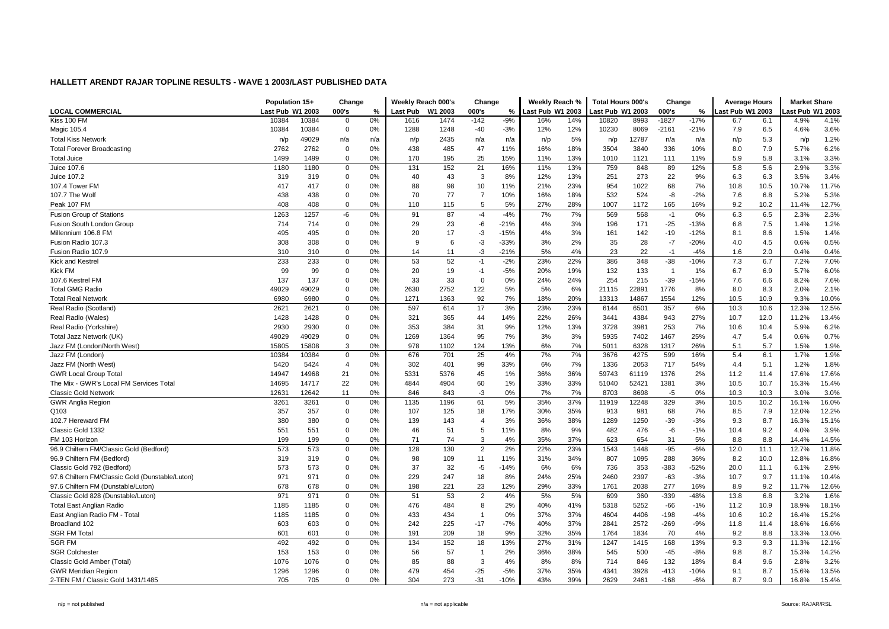## HALLETT ARENDT RAJAR TOPLINE RESULTS - WAVE 1 2003/LAST PUBLISHED DATA

| LOCAL COMMERCIAL | Population 15+ | | Change | | Weekly Reach 000's | | Change | | Weekly Reach % | | Total Hours 000's | | Change | | Average Hours | | Market Share | |
|---|---|---|---|---|---|---|---|---|---|---|---|---|---|---|---|---|---|---|
| | Last Pub | W1 2003 | 000's | % | Last Pub | W1 2003 | 000's | % | Last Pub | W1 2003 | Last Pub | W1 2003 | 000's | % | Last Pub | W1 2003 | Last Pub | W1 2003 |
| Kiss 100 FM | 10384 | 10384 | 0 | 0% | 1616 | 1474 | -142 | -9% | 16% | 14% | 10820 | 8993 | -1827 | -17% | 6.7 | 6.1 | 4.9% | 4.1% |
| Magic 105.4 | 10384 | 10384 | 0 | 0% | 1288 | 1248 | -40 | -3% | 12% | 12% | 10230 | 8069 | -2161 | -21% | 7.9 | 6.5 | 4.6% | 3.6% |
| Total Kiss Network | n/p | 49029 | n/a | n/a | n/p | 2435 | n/a | n/a | n/p | 5% | n/p | 12787 | n/a | n/a | n/p | 5.3 | n/p | 1.2% |
| Total Forever Broadcasting | 2762 | 2762 | 0 | 0% | 438 | 485 | 47 | 11% | 16% | 18% | 3504 | 3840 | 336 | 10% | 8.0 | 7.9 | 5.7% | 6.2% |
| Total Juice | 1499 | 1499 | 0 | 0% | 170 | 195 | 25 | 15% | 11% | 13% | 1010 | 1121 | 111 | 11% | 5.9 | 5.8 | 3.1% | 3.3% |
| Juice 107.6 | 1180 | 1180 | 0 | 0% | 131 | 152 | 21 | 16% | 11% | 13% | 759 | 848 | 89 | 12% | 5.8 | 5.6 | 2.9% | 3.3% |
| Juice 107.2 | 319 | 319 | 0 | 0% | 40 | 43 | 3 | 8% | 12% | 13% | 251 | 273 | 22 | 9% | 6.3 | 6.3 | 3.5% | 3.4% |
| 107.4 Tower FM | 417 | 417 | 0 | 0% | 88 | 98 | 10 | 11% | 21% | 23% | 954 | 1022 | 68 | 7% | 10.8 | 10.5 | 10.7% | 11.7% |
| 107.7 The Wolf | 438 | 438 | 0 | 0% | 70 | 77 | 7 | 10% | 16% | 18% | 532 | 524 | -8 | -2% | 7.6 | 6.8 | 5.2% | 5.3% |
| Peak 107 FM | 408 | 408 | 0 | 0% | 110 | 115 | 5 | 5% | 27% | 28% | 1007 | 1172 | 165 | 16% | 9.2 | 10.2 | 11.4% | 12.7% |
| Fusion Group of Stations | 1263 | 1257 | -6 | 0% | 91 | 87 | -4 | -4% | 7% | 7% | 569 | 568 | -1 | 0% | 6.3 | 6.5 | 2.3% | 2.3% |
| Fusion South London Group | 714 | 714 | 0 | 0% | 29 | 23 | -6 | -21% | 4% | 3% | 196 | 171 | -25 | -13% | 6.8 | 7.5 | 1.4% | 1.2% |
| Millennium 106.8 FM | 495 | 495 | 0 | 0% | 20 | 17 | -3 | -15% | 4% | 3% | 161 | 142 | -19 | -12% | 8.1 | 8.6 | 1.5% | 1.4% |
| Fusion Radio 107.3 | 308 | 308 | 0 | 0% | 9 | 6 | -3 | -33% | 3% | 2% | 35 | 28 | -7 | -20% | 4.0 | 4.5 | 0.6% | 0.5% |
| Fusion Radio 107.9 | 310 | 310 | 0 | 0% | 14 | 11 | -3 | -21% | 5% | 4% | 23 | 22 | -1 | -4% | 1.6 | 2.0 | 0.4% | 0.4% |
| Kick and Kestrel | 233 | 233 | 0 | 0% | 53 | 52 | -1 | -2% | 23% | 22% | 386 | 348 | -38 | -10% | 7.3 | 6.7 | 7.2% | 7.0% |
| Kick FM | 99 | 99 | 0 | 0% | 20 | 19 | -1 | -5% | 20% | 19% | 132 | 133 | 1 | 1% | 6.7 | 6.9 | 5.7% | 6.0% |
| 107.6 Kestrel FM | 137 | 137 | 0 | 0% | 33 | 33 | 0 | 0% | 24% | 24% | 254 | 215 | -39 | -15% | 7.6 | 6.6 | 8.2% | 7.6% |
| Total GMG Radio | 49029 | 49029 | 0 | 0% | 2630 | 2752 | 122 | 5% | 5% | 6% | 21115 | 22891 | 1776 | 8% | 8.0 | 8.3 | 2.0% | 2.1% |
| Total Real Network | 6980 | 6980 | 0 | 0% | 1271 | 1363 | 92 | 7% | 18% | 20% | 13313 | 14867 | 1554 | 12% | 10.5 | 10.9 | 9.3% | 10.0% |
| Real Radio (Scotland) | 2621 | 2621 | 0 | 0% | 597 | 614 | 17 | 3% | 23% | 23% | 6144 | 6501 | 357 | 6% | 10.3 | 10.6 | 12.3% | 12.5% |
| Real Radio (Wales) | 1428 | 1428 | 0 | 0% | 321 | 365 | 44 | 14% | 22% | 26% | 3441 | 4384 | 943 | 27% | 10.7 | 12.0 | 11.2% | 13.4% |
| Real Radio (Yorkshire) | 2930 | 2930 | 0 | 0% | 353 | 384 | 31 | 9% | 12% | 13% | 3728 | 3981 | 253 | 7% | 10.6 | 10.4 | 5.9% | 6.2% |
| Total Jazz Network (UK) | 49029 | 49029 | 0 | 0% | 1269 | 1364 | 95 | 7% | 3% | 3% | 5935 | 7402 | 1467 | 25% | 4.7 | 5.4 | 0.6% | 0.7% |
| Jazz FM (London/North West) | 15805 | 15808 | 3 | 0% | 978 | 1102 | 124 | 13% | 6% | 7% | 5011 | 6328 | 1317 | 26% | 5.1 | 5.7 | 1.5% | 1.9% |
| Jazz FM (London) | 10384 | 10384 | 0 | 0% | 676 | 701 | 25 | 4% | 7% | 7% | 3676 | 4275 | 599 | 16% | 5.4 | 6.1 | 1.7% | 1.9% |
| Jazz FM (North West) | 5420 | 5424 | 4 | 0% | 302 | 401 | 99 | 33% | 6% | 7% | 1336 | 2053 | 717 | 54% | 4.4 | 5.1 | 1.2% | 1.8% |
| GWR Local Group Total | 14947 | 14968 | 21 | 0% | 5331 | 5376 | 45 | 1% | 36% | 36% | 59743 | 61119 | 1376 | 2% | 11.2 | 11.4 | 17.6% | 17.6% |
| The Mix - GWR's Local FM Services Total | 14695 | 14717 | 22 | 0% | 4844 | 4904 | 60 | 1% | 33% | 33% | 51040 | 52421 | 1381 | 3% | 10.5 | 10.7 | 15.3% | 15.4% |
| Classic Gold Network | 12631 | 12642 | 11 | 0% | 846 | 843 | -3 | 0% | 7% | 7% | 8703 | 8698 | -5 | 0% | 10.3 | 10.3 | 3.0% | 3.0% |
| GWR Anglia Region | 3261 | 3261 | 0 | 0% | 1135 | 1196 | 61 | 5% | 35% | 37% | 11919 | 12248 | 329 | 3% | 10.5 | 10.2 | 16.1% | 16.0% |
| Q103 | 357 | 357 | 0 | 0% | 107 | 125 | 18 | 17% | 30% | 35% | 913 | 981 | 68 | 7% | 8.5 | 7.9 | 12.0% | 12.2% |
| 102.7 Hereward FM | 380 | 380 | 0 | 0% | 139 | 143 | 4 | 3% | 36% | 38% | 1289 | 1250 | -39 | -3% | 9.3 | 8.7 | 16.3% | 15.1% |
| Classic Gold 1332 | 551 | 551 | 0 | 0% | 46 | 51 | 5 | 11% | 8% | 9% | 482 | 476 | -6 | -1% | 10.4 | 9.2 | 4.0% | 3.9% |
| FM 103 Horizon | 199 | 199 | 0 | 0% | 71 | 74 | 3 | 4% | 35% | 37% | 623 | 654 | 31 | 5% | 8.8 | 8.8 | 14.4% | 14.5% |
| 96.9 Chiltern FM/Classic Gold (Bedford) | 573 | 573 | 0 | 0% | 128 | 130 | 2 | 2% | 22% | 23% | 1543 | 1448 | -95 | -6% | 12.0 | 11.1 | 12.7% | 11.8% |
| 96.9 Chiltern FM (Bedford) | 319 | 319 | 0 | 0% | 98 | 109 | 11 | 11% | 31% | 34% | 807 | 1095 | 288 | 36% | 8.2 | 10.0 | 12.8% | 16.8% |
| Classic Gold 792 (Bedford) | 573 | 573 | 0 | 0% | 37 | 32 | -5 | -14% | 6% | 6% | 736 | 353 | -383 | -52% | 20.0 | 11.1 | 6.1% | 2.9% |
| 97.6 Chiltern FM/Classic Gold (Dunstable/Luton) | 971 | 971 | 0 | 0% | 229 | 247 | 18 | 8% | 24% | 25% | 2460 | 2397 | -63 | -3% | 10.7 | 9.7 | 11.1% | 10.4% |
| 97.6 Chiltern FM (Dunstable/Luton) | 678 | 678 | 0 | 0% | 198 | 221 | 23 | 12% | 29% | 33% | 1761 | 2038 | 277 | 16% | 8.9 | 9.2 | 11.7% | 12.6% |
| Classic Gold 828 (Dunstable/Luton) | 971 | 971 | 0 | 0% | 51 | 53 | 2 | 4% | 5% | 5% | 699 | 360 | -339 | -48% | 13.8 | 6.8 | 3.2% | 1.6% |
| Total East Anglian Radio | 1185 | 1185 | 0 | 0% | 476 | 484 | 8 | 2% | 40% | 41% | 5318 | 5252 | -66 | -1% | 11.2 | 10.9 | 18.9% | 18.1% |
| East Anglian Radio FM - Total | 1185 | 1185 | 0 | 0% | 433 | 434 | 1 | 0% | 37% | 37% | 4604 | 4406 | -198 | -4% | 10.6 | 10.2 | 16.4% | 15.2% |
| Broadland 102 | 603 | 603 | 0 | 0% | 242 | 225 | -17 | -7% | 40% | 37% | 2841 | 2572 | -269 | -9% | 11.8 | 11.4 | 18.6% | 16.6% |
| SGR FM Total | 601 | 601 | 0 | 0% | 191 | 209 | 18 | 9% | 32% | 35% | 1764 | 1834 | 70 | 4% | 9.2 | 8.8 | 13.3% | 13.0% |
| SGR FM | 492 | 492 | 0 | 0% | 134 | 152 | 18 | 13% | 27% | 31% | 1247 | 1415 | 168 | 13% | 9.3 | 9.3 | 11.3% | 12.1% |
| SGR Colchester | 153 | 153 | 0 | 0% | 56 | 57 | 1 | 2% | 36% | 38% | 545 | 500 | -45 | -8% | 9.8 | 8.7 | 15.3% | 14.2% |
| Classic Gold Amber (Total) | 1076 | 1076 | 0 | 0% | 85 | 88 | 3 | 4% | 8% | 8% | 714 | 846 | 132 | 18% | 8.4 | 9.6 | 2.8% | 3.2% |
| GWR Meridian Region | 1296 | 1296 | 0 | 0% | 479 | 454 | -25 | -5% | 37% | 35% | 4341 | 3928 | -413 | -10% | 9.1 | 8.7 | 15.6% | 13.5% |
| 2-TEN FM / Classic Gold 1431/1485 | 705 | 705 | 0 | 0% | 304 | 273 | -31 | -10% | 43% | 39% | 2629 | 2461 | -168 | -6% | 8.7 | 9.0 | 16.8% | 15.4% |

n/p = not published n/a = not applicable Source: RAJAR/RSL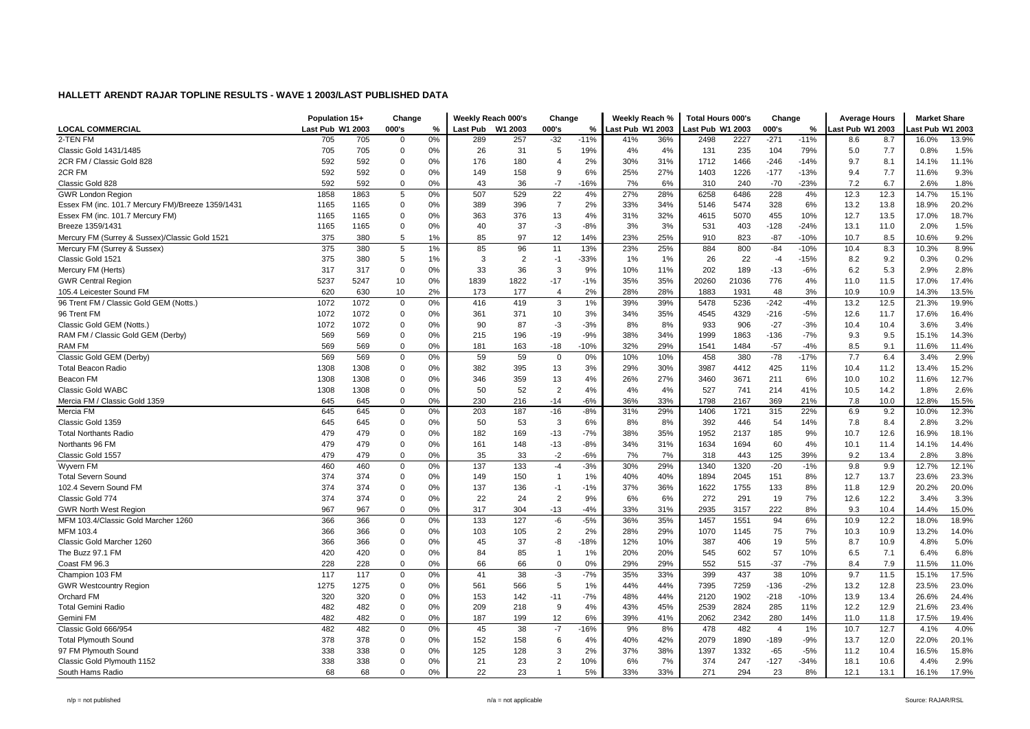## HALLETT ARENDT RAJAR TOPLINE RESULTS - WAVE 1 2003/LAST PUBLISHED DATA

| | Population 15+ | | Change | | Weekly Reach 000's | | Change | | Weekly Reach % | | Total Hours 000's | | Change | | Average Hours | | Market Share | |
|---|---|---|---|---|---|---|---|---|---|---|---|---|---|---|---|---|---|---|
| **LOCAL COMMERCIAL** | Last Pub | W1 2003 | 000's | % | Last Pub | W1 2003 | 000's | % | Last Pub | W1 2003 | Last Pub | W1 2003 | 000's | % | Last Pub | W1 2003 | Last Pub | W1 2003 |
| 2-TEN FM | 705 | 705 | 0 | 0% | 289 | 257 | -32 | -11% | 41% | 36% | 2498 | 2227 | -271 | -11% | 8.6 | 8.7 | 16.0% | 13.9% |
| Classic Gold 1431/1485 | 705 | 705 | 0 | 0% | 26 | 31 | 5 | 19% | 4% | 4% | 131 | 235 | 104 | 79% | 5.0 | 7.7 | 0.8% | 1.5% |
| 2CR FM / Classic Gold 828 | 592 | 592 | 0 | 0% | 176 | 180 | 4 | 2% | 30% | 31% | 1712 | 1466 | -246 | -14% | 9.7 | 8.1 | 14.1% | 11.1% |
| 2CR FM | 592 | 592 | 0 | 0% | 149 | 158 | 9 | 6% | 25% | 27% | 1403 | 1226 | -177 | -13% | 9.4 | 7.7 | 11.6% | 9.3% |
| Classic Gold 828 | 592 | 592 | 0 | 0% | 43 | 36 | -7 | -16% | 7% | 6% | 310 | 240 | -70 | -23% | 7.2 | 6.7 | 2.6% | 1.8% |
| GWR London Region | 1858 | 1863 | 5 | 0% | 507 | 529 | 22 | 4% | 27% | 28% | 6258 | 6486 | 228 | 4% | 12.3 | 12.3 | 14.7% | 15.1% |
| Essex FM (inc. 101.7 Mercury FM)/Breeze 1359/1431 | 1165 | 1165 | 0 | 0% | 389 | 396 | 7 | 2% | 33% | 34% | 5146 | 5474 | 328 | 6% | 13.2 | 13.8 | 18.9% | 20.2% |
| Essex FM (inc. 101.7 Mercury FM) | 1165 | 1165 | 0 | 0% | 363 | 376 | 13 | 4% | 31% | 32% | 4615 | 5070 | 455 | 10% | 12.7 | 13.5 | 17.0% | 18.7% |
| Breeze 1359/1431 | 1165 | 1165 | 0 | 0% | 40 | 37 | -3 | -8% | 3% | 3% | 531 | 403 | -128 | -24% | 13.1 | 11.0 | 2.0% | 1.5% |
| Mercury FM (Surrey & Sussex)/Classic Gold 1521 | 375 | 380 | 5 | 1% | 85 | 97 | 12 | 14% | 23% | 25% | 910 | 823 | -87 | -10% | 10.7 | 8.5 | 10.6% | 9.2% |
| Mercury FM (Surrey & Sussex) | 375 | 380 | 5 | 1% | 85 | 96 | 11 | 13% | 23% | 25% | 884 | 800 | -84 | -10% | 10.4 | 8.3 | 10.3% | 8.9% |
| Classic Gold 1521 | 375 | 380 | 5 | 1% | 3 | 2 | -1 | -33% | 1% | 1% | 26 | 22 | -4 | -15% | 8.2 | 9.2 | 0.3% | 0.2% |
| Mercury FM (Herts) | 317 | 317 | 0 | 0% | 33 | 36 | 3 | 9% | 10% | 11% | 202 | 189 | -13 | -6% | 6.2 | 5.3 | 2.9% | 2.8% |
| GWR Central Region | 5237 | 5247 | 10 | 0% | 1839 | 1822 | -17 | -1% | 35% | 35% | 20260 | 21036 | 776 | 4% | 11.0 | 11.5 | 17.0% | 17.4% |
| 105.4 Leicester Sound FM | 620 | 630 | 10 | 2% | 173 | 177 | 4 | 2% | 28% | 28% | 1883 | 1931 | 48 | 3% | 10.9 | 10.9 | 14.3% | 13.5% |
| 96 Trent FM / Classic Gold GEM (Notts.) | 1072 | 1072 | 0 | 0% | 416 | 419 | 3 | 1% | 39% | 39% | 5478 | 5236 | -242 | -4% | 13.2 | 12.5 | 21.3% | 19.9% |
| 96 Trent FM | 1072 | 1072 | 0 | 0% | 361 | 371 | 10 | 3% | 34% | 35% | 4545 | 4329 | -216 | -5% | 12.6 | 11.7 | 17.6% | 16.4% |
| Classic Gold GEM (Notts.) | 1072 | 1072 | 0 | 0% | 90 | 87 | -3 | -3% | 8% | 8% | 933 | 906 | -27 | -3% | 10.4 | 10.4 | 3.6% | 3.4% |
| RAM FM / Classic Gold GEM (Derby) | 569 | 569 | 0 | 0% | 215 | 196 | -19 | -9% | 38% | 34% | 1999 | 1863 | -136 | -7% | 9.3 | 9.5 | 15.1% | 14.3% |
| RAM FM | 569 | 569 | 0 | 0% | 181 | 163 | -18 | -10% | 32% | 29% | 1541 | 1484 | -57 | -4% | 8.5 | 9.1 | 11.6% | 11.4% |
| Classic Gold GEM (Derby) | 569 | 569 | 0 | 0% | 59 | 59 | 0 | 0% | 10% | 10% | 458 | 380 | -78 | -17% | 7.7 | 6.4 | 3.4% | 2.9% |
| Total Beacon Radio | 1308 | 1308 | 0 | 0% | 382 | 395 | 13 | 3% | 29% | 30% | 3987 | 4412 | 425 | 11% | 10.4 | 11.2 | 13.4% | 15.2% |
| Beacon FM | 1308 | 1308 | 0 | 0% | 346 | 359 | 13 | 4% | 26% | 27% | 3460 | 3671 | 211 | 6% | 10.0 | 10.2 | 11.6% | 12.7% |
| Classic Gold WABC | 1308 | 1308 | 0 | 0% | 50 | 52 | 2 | 4% | 4% | 4% | 527 | 741 | 214 | 41% | 10.5 | 14.2 | 1.8% | 2.6% |
| Mercia FM / Classic Gold 1359 | 645 | 645 | 0 | 0% | 230 | 216 | -14 | -6% | 36% | 33% | 1798 | 2167 | 369 | 21% | 7.8 | 10.0 | 12.8% | 15.5% |
| Mercia FM | 645 | 645 | 0 | 0% | 203 | 187 | -16 | -8% | 31% | 29% | 1406 | 1721 | 315 | 22% | 6.9 | 9.2 | 10.0% | 12.3% |
| Classic Gold 1359 | 645 | 645 | 0 | 0% | 50 | 53 | 3 | 6% | 8% | 8% | 392 | 446 | 54 | 14% | 7.8 | 8.4 | 2.8% | 3.2% |
| Total Northants Radio | 479 | 479 | 0 | 0% | 182 | 169 | -13 | -7% | 38% | 35% | 1952 | 2137 | 185 | 9% | 10.7 | 12.6 | 16.9% | 18.1% |
| Northants 96 FM | 479 | 479 | 0 | 0% | 161 | 148 | -13 | -8% | 34% | 31% | 1634 | 1694 | 60 | 4% | 10.1 | 11.4 | 14.1% | 14.4% |
| Classic Gold 1557 | 479 | 479 | 0 | 0% | 35 | 33 | -2 | -6% | 7% | 7% | 318 | 443 | 125 | 39% | 9.2 | 13.4 | 2.8% | 3.8% |
| Wyvern FM | 460 | 460 | 0 | 0% | 137 | 133 | -4 | -3% | 30% | 29% | 1340 | 1320 | -20 | -1% | 9.8 | 9.9 | 12.7% | 12.1% |
| Total Severn Sound | 374 | 374 | 0 | 0% | 149 | 150 | 1 | 1% | 40% | 40% | 1894 | 2045 | 151 | 8% | 12.7 | 13.7 | 23.6% | 23.3% |
| 102.4 Severn Sound FM | 374 | 374 | 0 | 0% | 137 | 136 | -1 | -1% | 37% | 36% | 1622 | 1755 | 133 | 8% | 11.8 | 12.9 | 20.2% | 20.0% |
| Classic Gold 774 | 374 | 374 | 0 | 0% | 22 | 24 | 2 | 9% | 6% | 6% | 272 | 291 | 19 | 7% | 12.6 | 12.2 | 3.4% | 3.3% |
| GWR North West Region | 967 | 967 | 0 | 0% | 317 | 304 | -13 | -4% | 33% | 31% | 2935 | 3157 | 222 | 8% | 9.3 | 10.4 | 14.4% | 15.0% |
| MFM 103.4/Classic Gold Marcher 1260 | 366 | 366 | 0 | 0% | 133 | 127 | -6 | -5% | 36% | 35% | 1457 | 1551 | 94 | 6% | 10.9 | 12.2 | 18.0% | 18.9% |
| MFM 103.4 | 366 | 366 | 0 | 0% | 103 | 105 | 2 | 2% | 28% | 29% | 1070 | 1145 | 75 | 7% | 10.3 | 10.9 | 13.2% | 14.0% |
| Classic Gold Marcher 1260 | 366 | 366 | 0 | 0% | 45 | 37 | -8 | -18% | 12% | 10% | 387 | 406 | 19 | 5% | 8.7 | 10.9 | 4.8% | 5.0% |
| The Buzz 97.1 FM | 420 | 420 | 0 | 0% | 84 | 85 | 1 | 1% | 20% | 20% | 545 | 602 | 57 | 10% | 6.5 | 7.1 | 6.4% | 6.8% |
| Coast FM 96.3 | 228 | 228 | 0 | 0% | 66 | 66 | 0 | 0% | 29% | 29% | 552 | 515 | -37 | -7% | 8.4 | 7.9 | 11.5% | 11.0% |
| Champion 103 FM | 117 | 117 | 0 | 0% | 41 | 38 | -3 | -7% | 35% | 33% | 399 | 437 | 38 | 10% | 9.7 | 11.5 | 15.1% | 17.5% |
| GWR Westcountry Region | 1275 | 1275 | 0 | 0% | 561 | 566 | 5 | 1% | 44% | 44% | 7395 | 7259 | -136 | -2% | 13.2 | 12.8 | 23.5% | 23.0% |
| Orchard FM | 320 | 320 | 0 | 0% | 153 | 142 | -11 | -7% | 48% | 44% | 2120 | 1902 | -218 | -10% | 13.9 | 13.4 | 26.6% | 24.4% |
| Total Gemini Radio | 482 | 482 | 0 | 0% | 209 | 218 | 9 | 4% | 43% | 45% | 2539 | 2824 | 285 | 11% | 12.2 | 12.9 | 21.6% | 23.4% |
| Gemini FM | 482 | 482 | 0 | 0% | 187 | 199 | 12 | 6% | 39% | 41% | 2062 | 2342 | 280 | 14% | 11.0 | 11.8 | 17.5% | 19.4% |
| Classic Gold 666/954 | 482 | 482 | 0 | 0% | 45 | 38 | -7 | -16% | 9% | 8% | 478 | 482 | 4 | 1% | 10.7 | 12.7 | 4.1% | 4.0% |
| Total Plymouth Sound | 378 | 378 | 0 | 0% | 152 | 158 | 6 | 4% | 40% | 42% | 2079 | 1890 | -189 | -9% | 13.7 | 12.0 | 22.0% | 20.1% |
| 97 FM Plymouth Sound | 338 | 338 | 0 | 0% | 125 | 128 | 3 | 2% | 37% | 38% | 1397 | 1332 | -65 | -5% | 11.2 | 10.4 | 16.5% | 15.8% |
| Classic Gold Plymouth 1152 | 338 | 338 | 0 | 0% | 21 | 23 | 2 | 10% | 6% | 7% | 374 | 247 | -127 | -34% | 18.1 | 10.6 | 4.4% | 2.9% |
| South Hams Radio | 68 | 68 | 0 | 0% | 22 | 23 | 1 | 5% | 33% | 33% | 271 | 294 | 23 | 8% | 12.1 | 13.1 | 16.1% | 17.9% |

n/p = not published n/a = not applicable Source: RAJAR/RSL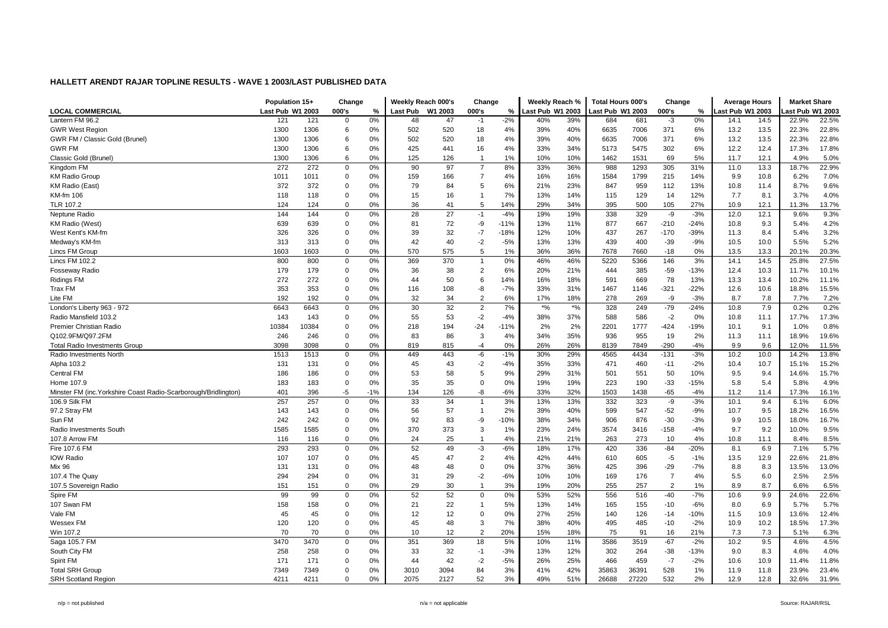## HALLETT ARENDT RAJAR TOPLINE RESULTS - WAVE 1 2003/LAST PUBLISHED DATA

| | Population 15+ | | Change | | Weekly Reach 000's | | Change | | Weekly Reach % | | Total Hours 000's | | Change | | Average Hours | | Market Share | |
|---|---|---|---|---|---|---|---|---|---|---|---|---|---|---|---|---|---|---|
| **LOCAL COMMERCIAL** | Last Pub | W1 2003 | 000's | % | Last Pub | W1 2003 | 000's | % | Last Pub | W1 2003 | Last Pub | W1 2003 | 000's | % | Last Pub | W1 2003 | Last Pub | W1 2003 |
| Lantern FM 96.2 | 121 | 121 | 0 | 0% | 48 | 47 | -1 | -2% | 40% | 39% | 684 | 681 | -3 | 0% | 14.1 | 14.5 | 22.9% | 22.5% |
| GWR West Region | 1300 | 1306 | 6 | 0% | 502 | 520 | 18 | 4% | 39% | 40% | 6635 | 7006 | 371 | 6% | 13.2 | 13.5 | 22.3% | 22.8% |
| GWR FM / Classic Gold (Brunel) | 1300 | 1306 | 6 | 0% | 502 | 520 | 18 | 4% | 39% | 40% | 6635 | 7006 | 371 | 6% | 13.2 | 13.5 | 22.3% | 22.8% |
| GWR FM | 1300 | 1306 | 6 | 0% | 425 | 441 | 16 | 4% | 33% | 34% | 5173 | 5475 | 302 | 6% | 12.2 | 12.4 | 17.3% | 17.8% |
| Classic Gold (Brunel) | 1300 | 1306 | 6 | 0% | 125 | 126 | 1 | 1% | 10% | 10% | 1462 | 1531 | 69 | 5% | 11.7 | 12.1 | 4.9% | 5.0% |
| Kingdom FM | 272 | 272 | 0 | 0% | 90 | 97 | 7 | 8% | 33% | 36% | 988 | 1293 | 305 | 31% | 11.0 | 13.3 | 18.7% | 22.9% |
| KM Radio Group | 1011 | 1011 | 0 | 0% | 159 | 166 | 7 | 4% | 16% | 16% | 1584 | 1799 | 215 | 14% | 9.9 | 10.8 | 6.2% | 7.0% |
| KM Radio (East) | 372 | 372 | 0 | 0% | 79 | 84 | 5 | 6% | 21% | 23% | 847 | 959 | 112 | 13% | 10.8 | 11.4 | 8.7% | 9.6% |
| KM-fm 106 | 118 | 118 | 0 | 0% | 15 | 16 | 1 | 7% | 13% | 14% | 115 | 129 | 14 | 12% | 7.7 | 8.1 | 3.7% | 4.0% |
| TLR 107.2 | 124 | 124 | 0 | 0% | 36 | 41 | 5 | 14% | 29% | 34% | 395 | 500 | 105 | 27% | 10.9 | 12.1 | 11.3% | 13.7% |
| Neptune Radio | 144 | 144 | 0 | 0% | 28 | 27 | -1 | -4% | 19% | 19% | 338 | 329 | -9 | -3% | 12.0 | 12.1 | 9.6% | 9.3% |
| KM Radio (West) | 639 | 639 | 0 | 0% | 81 | 72 | -9 | -11% | 13% | 11% | 877 | 667 | -210 | -24% | 10.8 | 9.3 | 5.4% | 4.2% |
| West Kent's KM-fm | 326 | 326 | 0 | 0% | 39 | 32 | -7 | -18% | 12% | 10% | 437 | 267 | -170 | -39% | 11.3 | 8.4 | 5.4% | 3.2% |
| Medway's KM-fm | 313 | 313 | 0 | 0% | 42 | 40 | -2 | -5% | 13% | 13% | 439 | 400 | -39 | -9% | 10.5 | 10.0 | 5.5% | 5.2% |
| Lincs FM Group | 1603 | 1603 | 0 | 0% | 570 | 575 | 5 | 1% | 36% | 36% | 7678 | 7660 | -18 | 0% | 13.5 | 13.3 | 20.1% | 20.3% |
| Lincs FM 102.2 | 800 | 800 | 0 | 0% | 369 | 370 | 1 | 0% | 46% | 46% | 5220 | 5366 | 146 | 3% | 14.1 | 14.5 | 25.8% | 27.5% |
| Fosseway Radio | 179 | 179 | 0 | 0% | 36 | 38 | 2 | 6% | 20% | 21% | 444 | 385 | -59 | -13% | 12.4 | 10.3 | 11.7% | 10.1% |
| Ridings FM | 272 | 272 | 0 | 0% | 44 | 50 | 6 | 14% | 16% | 18% | 591 | 669 | 78 | 13% | 13.3 | 13.4 | 10.2% | 11.1% |
| Trax FM | 353 | 353 | 0 | 0% | 116 | 108 | -8 | -7% | 33% | 31% | 1467 | 1146 | -321 | -22% | 12.6 | 10.6 | 18.8% | 15.5% |
| Lite FM | 192 | 192 | 0 | 0% | 32 | 34 | 2 | 6% | 17% | 18% | 278 | 269 | -9 | -3% | 8.7 | 7.8 | 7.7% | 7.2% |
| London's Liberty 963 - 972 | 6643 | 6643 | 0 | 0% | 30 | 32 | 2 | 7% | *% | *% | 328 | 249 | -79 | -24% | 10.8 | 7.9 | 0.2% | 0.2% |
| Radio Mansfield 103.2 | 143 | 143 | 0 | 0% | 55 | 53 | -2 | -4% | 38% | 37% | 588 | 586 | -2 | 0% | 10.8 | 11.1 | 17.7% | 17.3% |
| Premier Christian Radio | 10384 | 10384 | 0 | 0% | 218 | 194 | -24 | -11% | 2% | 2% | 2201 | 1777 | -424 | -19% | 10.1 | 9.1 | 1.0% | 0.8% |
| Q102.9FM/Q97.2FM | 246 | 246 | 0 | 0% | 83 | 86 | 3 | 4% | 34% | 35% | 936 | 955 | 19 | 2% | 11.3 | 11.1 | 18.9% | 19.6% |
| Total Radio Investments Group | 3098 | 3098 | 0 | 0% | 819 | 815 | -4 | 0% | 26% | 26% | 8139 | 7849 | -290 | -4% | 9.9 | 9.6 | 12.0% | 11.5% |
| Radio Investments North | 1513 | 1513 | 0 | 0% | 449 | 443 | -6 | -1% | 30% | 29% | 4565 | 4434 | -131 | -3% | 10.2 | 10.0 | 14.2% | 13.8% |
| Alpha 103.2 | 131 | 131 | 0 | 0% | 45 | 43 | -2 | -4% | 35% | 33% | 471 | 460 | -11 | -2% | 10.4 | 10.7 | 15.1% | 15.2% |
| Central FM | 186 | 186 | 0 | 0% | 53 | 58 | 5 | 9% | 29% | 31% | 501 | 551 | 50 | 10% | 9.5 | 9.4 | 14.6% | 15.7% |
| Home 107.9 | 183 | 183 | 0 | 0% | 35 | 35 | 0 | 0% | 19% | 19% | 223 | 190 | -33 | -15% | 5.8 | 5.4 | 5.8% | 4.9% |
| Minster FM (inc.Yorkshire Coast Radio-Scarborough/Bridlington) | 401 | 396 | -5 | -1% | 134 | 126 | -8 | -6% | 33% | 32% | 1503 | 1438 | -65 | -4% | 11.2 | 11.4 | 17.3% | 16.1% |
| 106.9 Silk FM | 257 | 257 | 0 | 0% | 33 | 34 | 1 | 3% | 13% | 13% | 332 | 323 | -9 | -3% | 10.1 | 9.4 | 6.1% | 6.0% |
| 97.2 Stray FM | 143 | 143 | 0 | 0% | 56 | 57 | 1 | 2% | 39% | 40% | 599 | 547 | -52 | -9% | 10.7 | 9.5 | 18.2% | 16.5% |
| Sun FM | 242 | 242 | 0 | 0% | 92 | 83 | -9 | -10% | 38% | 34% | 906 | 876 | -30 | -3% | 9.9 | 10.5 | 18.0% | 16.7% |
| Radio Investments South | 1585 | 1585 | 0 | 0% | 370 | 373 | 3 | 1% | 23% | 24% | 3574 | 3416 | -158 | -4% | 9.7 | 9.2 | 10.0% | 9.5% |
| 107.8 Arrow FM | 116 | 116 | 0 | 0% | 24 | 25 | 1 | 4% | 21% | 21% | 263 | 273 | 10 | 4% | 10.8 | 11.1 | 8.4% | 8.5% |
| Fire 107.6 FM | 293 | 293 | 0 | 0% | 52 | 49 | -3 | -6% | 18% | 17% | 420 | 336 | -84 | -20% | 8.1 | 6.9 | 7.1% | 5.7% |
| IOW Radio | 107 | 107 | 0 | 0% | 45 | 47 | 2 | 4% | 42% | 44% | 610 | 605 | -5 | -1% | 13.5 | 12.9 | 22.6% | 21.8% |
| Mix 96 | 131 | 131 | 0 | 0% | 48 | 48 | 0 | 0% | 37% | 36% | 425 | 396 | -29 | -7% | 8.8 | 8.3 | 13.5% | 13.0% |
| 107.4 The Quay | 294 | 294 | 0 | 0% | 31 | 29 | -2 | -6% | 10% | 10% | 169 | 176 | 7 | 4% | 5.5 | 6.0 | 2.5% | 2.5% |
| 107.5 Sovereign Radio | 151 | 151 | 0 | 0% | 29 | 30 | 1 | 3% | 19% | 20% | 255 | 257 | 2 | 1% | 8.9 | 8.7 | 6.6% | 6.5% |
| Spire FM | 99 | 99 | 0 | 0% | 52 | 52 | 0 | 0% | 53% | 52% | 556 | 516 | -40 | -7% | 10.6 | 9.9 | 24.6% | 22.6% |
| 107 Swan FM | 158 | 158 | 0 | 0% | 21 | 22 | 1 | 5% | 13% | 14% | 165 | 155 | -10 | -6% | 8.0 | 6.9 | 5.7% | 5.7% |
| Vale FM | 45 | 45 | 0 | 0% | 12 | 12 | 0 | 0% | 27% | 25% | 140 | 126 | -14 | -10% | 11.5 | 10.9 | 13.6% | 12.4% |
| Wessex FM | 120 | 120 | 0 | 0% | 45 | 48 | 3 | 7% | 38% | 40% | 495 | 485 | -10 | -2% | 10.9 | 10.2 | 18.5% | 17.3% |
| Win 107.2 | 70 | 70 | 0 | 0% | 10 | 12 | 2 | 20% | 15% | 18% | 75 | 91 | 16 | 21% | 7.3 | 7.3 | 5.1% | 6.3% |
| Saga 105.7 FM | 3470 | 3470 | 0 | 0% | 351 | 369 | 18 | 5% | 10% | 11% | 3586 | 3519 | -67 | -2% | 10.2 | 9.5 | 4.6% | 4.5% |
| South City FM | 258 | 258 | 0 | 0% | 33 | 32 | -1 | -3% | 13% | 12% | 302 | 264 | -38 | -13% | 9.0 | 8.3 | 4.6% | 4.0% |
| Spirit FM | 171 | 171 | 0 | 0% | 44 | 42 | -2 | -5% | 26% | 25% | 466 | 459 | -7 | -2% | 10.6 | 10.9 | 11.4% | 11.8% |
| Total SRH Group | 7349 | 7349 | 0 | 0% | 3010 | 3094 | 84 | 3% | 41% | 42% | 35863 | 36391 | 528 | 1% | 11.9 | 11.8 | 23.9% | 23.4% |
| SRH Scotland Region | 4211 | 4211 | 0 | 0% | 2075 | 2127 | 52 | 3% | 49% | 51% | 26688 | 27220 | 532 | 2% | 12.9 | 12.8 | 32.6% | 31.9% |

n/p = not published    n/a = not applicable    Source: RAJAR/RSL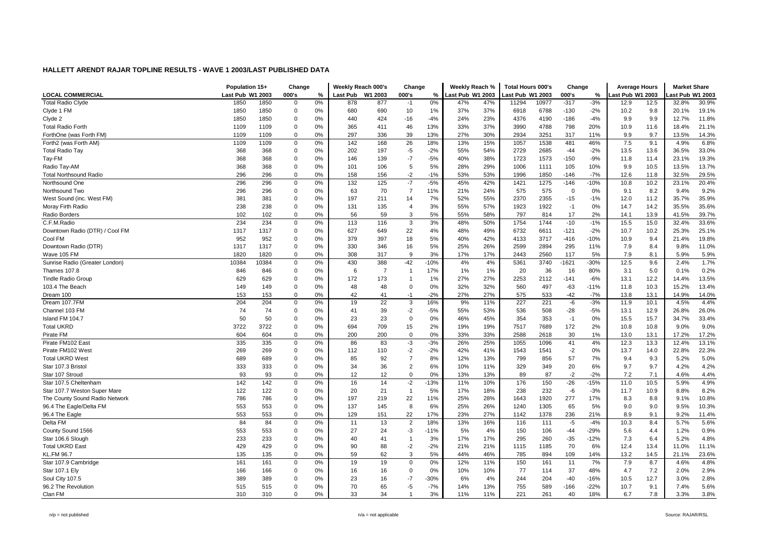## HALLETT ARENDT RAJAR TOPLINE RESULTS - WAVE 1 2003/LAST PUBLISHED DATA

| | Population 15+ | | Change | | Weekly Reach 000's | | Change | | Weekly Reach % | | Total Hours 000's | | Change | | Average Hours | | Market Share | |
|---|---|---|---|---|---|---|---|---|---|---|---|---|---|---|---|---|---|---|
| **LOCAL COMMERCIAL** | Last Pub | W1 2003 | 000's | % | Last Pub | W1 2003 | 000's | % | Last Pub | W1 2003 | Last Pub | W1 2003 | 000's | % | Last Pub | W1 2003 | Last Pub | W1 2003 |
| Total Radio Clyde | 1850 | 1850 | 0 | 0% | 878 | 877 | -1 | 0% | 47% | 47% | 11294 | 10977 | -317 | -3% | 12.9 | 12.5 | 32.8% | 30.9% |
| Clyde 1 FM | 1850 | 1850 | 0 | 0% | 680 | 690 | 10 | 1% | 37% | 37% | 6918 | 6788 | -130 | -2% | 10.2 | 9.8 | 20.1% | 19.1% |
| Clyde 2 | 1850 | 1850 | 0 | 0% | 440 | 424 | -16 | -4% | 24% | 23% | 4376 | 4190 | -186 | -4% | 9.9 | 9.9 | 12.7% | 11.8% |
| Total Radio Forth | 1109 | 1109 | 0 | 0% | 365 | 411 | 46 | 13% | 33% | 37% | 3990 | 4788 | 798 | 20% | 10.9 | 11.6 | 18.4% | 21.1% |
| ForthOne (was Forth FM) | 1109 | 1109 | 0 | 0% | 297 | 336 | 39 | 13% | 27% | 30% | 2934 | 3251 | 317 | 11% | 9.9 | 9.7 | 13.5% | 14.3% |
| Forth2 (was Forth AM) | 1109 | 1109 | 0 | 0% | 142 | 168 | 26 | 18% | 13% | 15% | 1057 | 1538 | 481 | 46% | 7.5 | 9.1 | 4.9% | 6.8% |
| Total Radio Tay | 368 | 368 | 0 | 0% | 202 | 197 | -5 | -2% | 55% | 54% | 2729 | 2685 | -44 | -2% | 13.5 | 13.6 | 36.5% | 33.0% |
| Tay-FM | 368 | 368 | 0 | 0% | 146 | 139 | -7 | -5% | 40% | 38% | 1723 | 1573 | -150 | -9% | 11.8 | 11.4 | 23.1% | 19.3% |
| Radio Tay-AM | 368 | 368 | 0 | 0% | 101 | 106 | 5 | 5% | 28% | 29% | 1006 | 1111 | 105 | 10% | 9.9 | 10.5 | 13.5% | 13.7% |
| Total Northsound Radio | 296 | 296 | 0 | 0% | 158 | 156 | -2 | -1% | 53% | 53% | 1996 | 1850 | -146 | -7% | 12.6 | 11.8 | 32.5% | 29.5% |
| Northsound One | 296 | 296 | 0 | 0% | 132 | 125 | -7 | -5% | 45% | 42% | 1421 | 1275 | -146 | -10% | 10.8 | 10.2 | 23.1% | 20.4% |
| Northsound Two | 296 | 296 | 0 | 0% | 63 | 70 | 7 | 11% | 21% | 24% | 575 | 575 | 0 | 0% | 9.1 | 8.2 | 9.4% | 9.2% |
| West Sound (inc. West FM) | 381 | 381 | 0 | 0% | 197 | 211 | 14 | 7% | 52% | 55% | 2370 | 2355 | -15 | -1% | 12.0 | 11.2 | 35.7% | 35.9% |
| Moray Firth Radio | 238 | 238 | 0 | 0% | 131 | 135 | 4 | 3% | 55% | 57% | 1923 | 1922 | -1 | 0% | 14.7 | 14.2 | 35.5% | 35.6% |
| Radio Borders | 102 | 102 | 0 | 0% | 56 | 59 | 3 | 5% | 55% | 58% | 797 | 814 | 17 | 2% | 14.1 | 13.9 | 41.5% | 39.7% |
| C.F.M.Radio | 234 | 234 | 0 | 0% | 113 | 116 | 3 | 3% | 48% | 50% | 1754 | 1744 | -10 | -1% | 15.5 | 15.0 | 32.4% | 33.6% |
| Downtown Radio (DTR) / Cool FM | 1317 | 1317 | 0 | 0% | 627 | 649 | 22 | 4% | 48% | 49% | 6732 | 6611 | -121 | -2% | 10.7 | 10.2 | 25.3% | 25.1% |
| Cool FM | 952 | 952 | 0 | 0% | 379 | 397 | 18 | 5% | 40% | 42% | 4133 | 3717 | -416 | -10% | 10.9 | 9.4 | 21.4% | 19.8% |
| Downtown Radio (DTR) | 1317 | 1317 | 0 | 0% | 330 | 346 | 16 | 5% | 25% | 26% | 2599 | 2894 | 295 | 11% | 7.9 | 8.4 | 9.8% | 11.0% |
| Wave 105 FM | 1820 | 1820 | 0 | 0% | 308 | 317 | 9 | 3% | 17% | 17% | 2443 | 2560 | 117 | 5% | 7.9 | 8.1 | 5.9% | 5.9% |
| Sunrise Radio (Greater London) | 10384 | 10384 | 0 | 0% | 430 | 388 | -42 | -10% | 4% | 4% | 5361 | 3740 | -1621 | -30% | 12.5 | 9.6 | 2.4% | 1.7% |
| Thames 107.8 | 846 | 846 | 0 | 0% | 6 | 7 | 1 | 17% | 1% | 1% | 20 | 36 | 16 | 80% | 3.1 | 5.0 | 0.1% | 0.2% |
| Tindle Radio Group | 629 | 629 | 0 | 0% | 172 | 173 | 1 | 1% | 27% | 27% | 2253 | 2112 | -141 | -6% | 13.1 | 12.2 | 14.4% | 13.5% |
| 103.4 The Beach | 149 | 149 | 0 | 0% | 48 | 48 | 0 | 0% | 32% | 32% | 560 | 497 | -63 | -11% | 11.8 | 10.3 | 15.2% | 13.4% |
| Dream 100 | 153 | 153 | 0 | 0% | 42 | 41 | -1 | -2% | 27% | 27% | 575 | 533 | -42 | -7% | 13.8 | 13.1 | 14.9% | 14.0% |
| Dream 107.7FM | 204 | 204 | 0 | 0% | 19 | 22 | 3 | 16% | 9% | 11% | 227 | 221 | -6 | -3% | 11.9 | 10.1 | 4.5% | 4.4% |
| Channel 103 FM | 74 | 74 | 0 | 0% | 41 | 39 | -2 | -5% | 55% | 53% | 536 | 508 | -28 | -5% | 13.1 | 12.9 | 26.8% | 26.0% |
| Island FM 104.7 | 50 | 50 | 0 | 0% | 23 | 23 | 0 | 0% | 46% | 45% | 354 | 353 | -1 | 0% | 15.5 | 15.7 | 34.7% | 33.4% |
| Total UKRD | 3722 | 3722 | 0 | 0% | 694 | 709 | 15 | 2% | 19% | 19% | 7517 | 7689 | 172 | 2% | 10.8 | 10.8 | 9.0% | 9.0% |
| Pirate FM | 604 | 604 | 0 | 0% | 200 | 200 | 0 | 0% | 33% | 33% | 2588 | 2618 | 30 | 1% | 13.0 | 13.1 | 17.2% | 17.2% |
| Pirate FM102 East | 335 | 335 | 0 | 0% | 86 | 83 | -3 | -3% | 26% | 25% | 1055 | 1096 | 41 | 4% | 12.3 | 13.3 | 12.4% | 13.1% |
| Pirate FM102 West | 269 | 269 | 0 | 0% | 112 | 110 | -2 | -2% | 42% | 41% | 1543 | 1541 | -2 | 0% | 13.7 | 14.0 | 22.8% | 22.3% |
| Total UKRD West | 689 | 689 | 0 | 0% | 85 | 92 | 7 | 8% | 12% | 13% | 799 | 856 | 57 | 7% | 9.4 | 9.3 | 5.2% | 5.0% |
| Star 107.3 Bristol | 333 | 333 | 0 | 0% | 34 | 36 | 2 | 6% | 10% | 11% | 329 | 349 | 20 | 6% | 9.7 | 9.7 | 4.2% | 4.2% |
| Star 107 Stroud | 93 | 93 | 0 | 0% | 12 | 12 | 0 | 0% | 13% | 13% | 89 | 87 | -2 | -2% | 7.2 | 7.1 | 4.6% | 4.4% |
| Star 107.5 Cheltenham | 142 | 142 | 0 | 0% | 16 | 14 | -2 | -13% | 11% | 10% | 176 | 150 | -26 | -15% | 11.0 | 10.5 | 5.9% | 4.9% |
| Star 107.7 Weston Super Mare | 122 | 122 | 0 | 0% | 20 | 21 | 1 | 5% | 17% | 18% | 238 | 232 | -6 | -3% | 11.7 | 10.9 | 8.8% | 8.2% |
| The County Sound Radio Network | 786 | 786 | 0 | 0% | 197 | 219 | 22 | 11% | 25% | 28% | 1643 | 1920 | 277 | 17% | 8.3 | 8.8 | 9.1% | 10.8% |
| 96.4 The Eagle/Delta FM | 553 | 553 | 0 | 0% | 137 | 145 | 8 | 6% | 25% | 26% | 1240 | 1305 | 65 | 5% | 9.0 | 9.0 | 9.5% | 10.3% |
| 96.4 The Eagle | 553 | 553 | 0 | 0% | 129 | 151 | 22 | 17% | 23% | 27% | 1142 | 1378 | 236 | 21% | 8.9 | 9.1 | 9.2% | 11.4% |
| Delta FM | 84 | 84 | 0 | 0% | 11 | 13 | 2 | 18% | 13% | 16% | 116 | 111 | -5 | -4% | 10.3 | 8.4 | 5.7% | 5.6% |
| County Sound 1566 | 553 | 553 | 0 | 0% | 27 | 24 | -3 | -11% | 5% | 4% | 150 | 106 | -44 | -29% | 5.6 | 4.4 | 1.2% | 0.9% |
| Star 106.6 Slough | 233 | 233 | 0 | 0% | 40 | 41 | 1 | 3% | 17% | 17% | 295 | 260 | -35 | -12% | 7.3 | 6.4 | 5.2% | 4.8% |
| Total UKRD East | 429 | 429 | 0 | 0% | 90 | 88 | -2 | -2% | 21% | 21% | 1115 | 1185 | 70 | 6% | 12.4 | 13.4 | 11.0% | 11.1% |
| KL.FM 96.7 | 135 | 135 | 0 | 0% | 59 | 62 | 3 | 5% | 44% | 46% | 785 | 894 | 109 | 14% | 13.2 | 14.5 | 21.1% | 23.6% |
| Star 107.9 Cambridge | 161 | 161 | 0 | 0% | 19 | 19 | 0 | 0% | 12% | 11% | 150 | 161 | 11 | 7% | 7.9 | 8.7 | 4.6% | 4.8% |
| Star 107.1 Ely | 166 | 166 | 0 | 0% | 16 | 16 | 0 | 0% | 10% | 10% | 77 | 114 | 37 | 48% | 4.7 | 7.2 | 2.0% | 2.9% |
| Soul City 107.5 | 389 | 389 | 0 | 0% | 23 | 16 | -7 | -30% | 6% | 4% | 244 | 204 | -40 | -16% | 10.5 | 12.7 | 3.0% | 2.8% |
| 96.2 The Revolution | 515 | 515 | 0 | 0% | 70 | 65 | -5 | -7% | 14% | 13% | 755 | 589 | -166 | -22% | 10.7 | 9.1 | 7.4% | 5.6% |
| Clan FM | 310 | 310 | 0 | 0% | 33 | 34 | 1 | 3% | 11% | 11% | 221 | 261 | 40 | 18% | 6.7 | 7.8 | 3.3% | 3.8% |

n/p = not published — n/a = not applicable — Source: RAJAR/RSL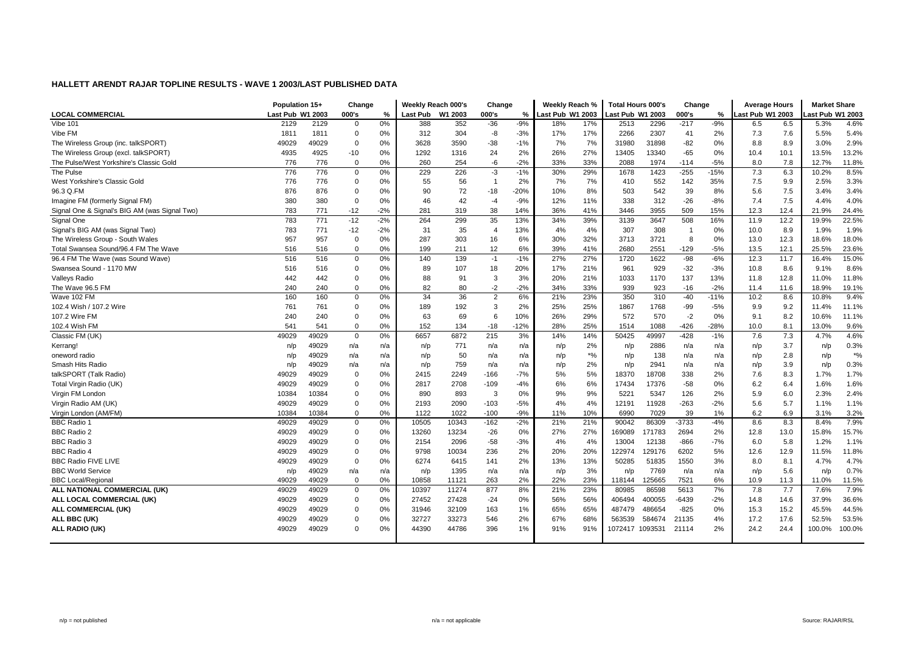### HALLETT ARENDT RAJAR TOPLINE RESULTS - WAVE 1 2003/LAST PUBLISHED DATA

| | Population 15+ | | Change | | Weekly Reach 000's | | Change | | Weekly Reach % | | Total Hours 000's | | Change | | Average Hours | | Market Share | |
|---|---|---|---|---|---|---|---|---|---|---|---|---|---|---|---|---|---|---|
| LOCAL COMMERCIAL | Last Pub | W1 2003 | 000's | % | Last Pub | W1 2003 | 000's | % | Last Pub | W1 2003 | Last Pub | W1 2003 | 000's | % | Last Pub | W1 2003 | Last Pub | W1 2003 |
| Vibe 101 | 2129 | 2129 | 0 | 0% | 388 | 352 | -36 | -9% | 18% | 17% | 2513 | 2296 | -217 | -9% | 6.5 | 6.5 | 5.3% | 4.6% |
| Vibe FM | 1811 | 1811 | 0 | 0% | 312 | 304 | -8 | -3% | 17% | 17% | 2266 | 2307 | 41 | 2% | 7.3 | 7.6 | 5.5% | 5.4% |
| The Wireless Group (inc. talkSPORT) | 49029 | 49029 | 0 | 0% | 3628 | 3590 | -38 | -1% | 7% | 7% | 31980 | 31898 | -82 | 0% | 8.8 | 8.9 | 3.0% | 2.9% |
| The Wireless Group (excl. talkSPORT) | 4935 | 4925 | -10 | 0% | 1292 | 1316 | 24 | 2% | 26% | 27% | 13405 | 13340 | -65 | 0% | 10.4 | 10.1 | 13.5% | 13.2% |
| The Pulse/West Yorkshire's Classic Gold | 776 | 776 | 0 | 0% | 260 | 254 | -6 | -2% | 33% | 33% | 2088 | 1974 | -114 | -5% | 8.0 | 7.8 | 12.7% | 11.8% |
| The Pulse | 776 | 776 | 0 | 0% | 229 | 226 | -3 | -1% | 30% | 29% | 1678 | 1423 | -255 | -15% | 7.3 | 6.3 | 10.2% | 8.5% |
| West Yorkshire's Classic Gold | 776 | 776 | 0 | 0% | 55 | 56 | 1 | 2% | 7% | 7% | 410 | 552 | 142 | 35% | 7.5 | 9.9 | 2.5% | 3.3% |
| 96.3 Q.FM | 876 | 876 | 0 | 0% | 90 | 72 | -18 | -20% | 10% | 8% | 503 | 542 | 39 | 8% | 5.6 | 7.5 | 3.4% | 3.4% |
| Imagine FM (formerly Signal FM) | 380 | 380 | 0 | 0% | 46 | 42 | -4 | -9% | 12% | 11% | 338 | 312 | -26 | -8% | 7.4 | 7.5 | 4.4% | 4.0% |
| Signal One & Signal's BIG AM (was Signal Two) | 783 | 771 | -12 | -2% | 281 | 319 | 38 | 14% | 36% | 41% | 3446 | 3955 | 509 | 15% | 12.3 | 12.4 | 21.9% | 24.4% |
| Signal One | 783 | 771 | -12 | -2% | 264 | 299 | 35 | 13% | 34% | 39% | 3139 | 3647 | 508 | 16% | 11.9 | 12.2 | 19.9% | 22.5% |
| Signal's BIG AM (was Signal Two) | 783 | 771 | -12 | -2% | 31 | 35 | 4 | 13% | 4% | 4% | 307 | 308 | 1 | 0% | 10.0 | 8.9 | 1.9% | 1.9% |
| The Wireless Group - South Wales | 957 | 957 | 0 | 0% | 287 | 303 | 16 | 6% | 30% | 32% | 3713 | 3721 | 8 | 0% | 13.0 | 12.3 | 18.6% | 18.0% |
| Total Swansea Sound/96.4 FM The Wave | 516 | 516 | 0 | 0% | 199 | 211 | 12 | 6% | 39% | 41% | 2680 | 2551 | -129 | -5% | 13.5 | 12.1 | 25.5% | 23.6% |
| 96.4 FM The Wave (was Sound Wave) | 516 | 516 | 0 | 0% | 140 | 139 | -1 | -1% | 27% | 27% | 1720 | 1622 | -98 | -6% | 12.3 | 11.7 | 16.4% | 15.0% |
| Swansea Sound - 1170 MW | 516 | 516 | 0 | 0% | 89 | 107 | 18 | 20% | 17% | 21% | 961 | 929 | -32 | -3% | 10.8 | 8.6 | 9.1% | 8.6% |
| Valleys Radio | 442 | 442 | 0 | 0% | 88 | 91 | 3 | 3% | 20% | 21% | 1033 | 1170 | 137 | 13% | 11.8 | 12.8 | 11.0% | 11.8% |
| The Wave 96.5 FM | 240 | 240 | 0 | 0% | 82 | 80 | -2 | -2% | 34% | 33% | 939 | 923 | -16 | -2% | 11.4 | 11.6 | 18.9% | 19.1% |
| Wave 102 FM | 160 | 160 | 0 | 0% | 34 | 36 | 2 | 6% | 21% | 23% | 350 | 310 | -40 | -11% | 10.2 | 8.6 | 10.8% | 9.4% |
| 102.4 Wish / 107.2 Wire | 761 | 761 | 0 | 0% | 189 | 192 | 3 | 2% | 25% | 25% | 1867 | 1768 | -99 | -5% | 9.9 | 9.2 | 11.4% | 11.1% |
| 107.2 Wire FM | 240 | 240 | 0 | 0% | 63 | 69 | 6 | 10% | 26% | 29% | 572 | 570 | -2 | 0% | 9.1 | 8.2 | 10.6% | 11.1% |
| 102.4 Wish FM | 541 | 541 | 0 | 0% | 152 | 134 | -18 | -12% | 28% | 25% | 1514 | 1088 | -426 | -28% | 10.0 | 8.1 | 13.0% | 9.6% |
| Classic FM (UK) | 49029 | 49029 | 0 | 0% | 6657 | 6872 | 215 | 3% | 14% | 14% | 50425 | 49997 | -428 | -1% | 7.6 | 7.3 | 4.7% | 4.6% |
| Kerrang! | n/p | 49029 | n/a | n/a | n/p | 771 | n/a | n/a | n/p | 2% | n/p | 2886 | n/a | n/a | n/p | 3.7 | n/p | 0.3% |
| oneword radio | n/p | 49029 | n/a | n/a | n/p | 50 | n/a | n/a | n/p | *% | n/p | 138 | n/a | n/a | n/p | 2.8 | n/p | *% |
| Smash Hits Radio | n/p | 49029 | n/a | n/a | n/p | 759 | n/a | n/a | n/p | 2% | n/p | 2941 | n/a | n/a | n/p | 3.9 | n/p | 0.3% |
| talkSPORT (Talk Radio) | 49029 | 49029 | 0 | 0% | 2415 | 2249 | -166 | -7% | 5% | 5% | 18370 | 18708 | 338 | 2% | 7.6 | 8.3 | 1.7% | 1.7% |
| Total Virgin Radio (UK) | 49029 | 49029 | 0 | 0% | 2817 | 2708 | -109 | -4% | 6% | 6% | 17434 | 17376 | -58 | 0% | 6.2 | 6.4 | 1.6% | 1.6% |
| Virgin FM London | 10384 | 10384 | 0 | 0% | 890 | 893 | 3 | 0% | 9% | 9% | 5221 | 5347 | 126 | 2% | 5.9 | 6.0 | 2.3% | 2.4% |
| Virgin Radio AM (UK) | 49029 | 49029 | 0 | 0% | 2193 | 2090 | -103 | -5% | 4% | 4% | 12191 | 11928 | -263 | -2% | 5.6 | 5.7 | 1.1% | 1.1% |
| Virgin London (AM/FM) | 10384 | 10384 | 0 | 0% | 1122 | 1022 | -100 | -9% | 11% | 10% | 6990 | 7029 | 39 | 1% | 6.2 | 6.9 | 3.1% | 3.2% |
| BBC Radio 1 | 49029 | 49029 | 0 | 0% | 10505 | 10343 | -162 | -2% | 21% | 21% | 90042 | 86309 | -3733 | -4% | 8.6 | 8.3 | 8.4% | 7.9% |
| BBC Radio 2 | 49029 | 49029 | 0 | 0% | 13260 | 13234 | -26 | 0% | 27% | 27% | 169089 | 171783 | 2694 | 2% | 12.8 | 13.0 | 15.8% | 15.7% |
| BBC Radio 3 | 49029 | 49029 | 0 | 0% | 2154 | 2096 | -58 | -3% | 4% | 4% | 13004 | 12138 | -866 | -7% | 6.0 | 5.8 | 1.2% | 1.1% |
| BBC Radio 4 | 49029 | 49029 | 0 | 0% | 9798 | 10034 | 236 | 2% | 20% | 20% | 122974 | 129176 | 6202 | 5% | 12.6 | 12.9 | 11.5% | 11.8% |
| BBC Radio FIVE LIVE | 49029 | 49029 | 0 | 0% | 6274 | 6415 | 141 | 2% | 13% | 13% | 50285 | 51835 | 1550 | 3% | 8.0 | 8.1 | 4.7% | 4.7% |
| BBC World Service | n/p | 49029 | n/a | n/a | n/p | 1395 | n/a | n/a | n/p | 3% | n/p | 7769 | n/a | n/a | n/p | 5.6 | n/p | 0.7% |
| BBC Local/Regional | 49029 | 49029 | 0 | 0% | 10858 | 11121 | 263 | 2% | 22% | 23% | 118144 | 125665 | 7521 | 6% | 10.9 | 11.3 | 11.0% | 11.5% |
| **ALL NATIONAL COMMERCIAL (UK)** | 49029 | 49029 | 0 | 0% | 10397 | 11274 | 877 | 8% | 21% | 23% | 80985 | 86598 | 5613 | 7% | 7.8 | 7.7 | 7.6% | 7.9% |
| **ALL LOCAL COMMERCIAL (UK)** | 49029 | 49029 | 0 | 0% | 27452 | 27428 | -24 | 0% | 56% | 56% | 406494 | 400055 | -6439 | -2% | 14.8 | 14.6 | 37.9% | 36.6% |
| **ALL COMMERCIAL (UK)** | 49029 | 49029 | 0 | 0% | 31946 | 32109 | 163 | 1% | 65% | 65% | 487479 | 486654 | -825 | 0% | 15.3 | 15.2 | 45.5% | 44.5% |
| **ALL BBC (UK)** | 49029 | 49029 | 0 | 0% | 32727 | 33273 | 546 | 2% | 67% | 68% | 563539 | 584674 | 21135 | 4% | 17.2 | 17.6 | 52.5% | 53.5% |
| **ALL RADIO (UK)** | 49029 | 49029 | 0 | 0% | 44390 | 44786 | 396 | 1% | 91% | 91% | 1072417 | 1093531 | 21114 | 2% | 24.2 | 24.4 | 100.0% | 100.0% |

n/p = not published

n/a = not applicable

Source: RAJAR/RSL